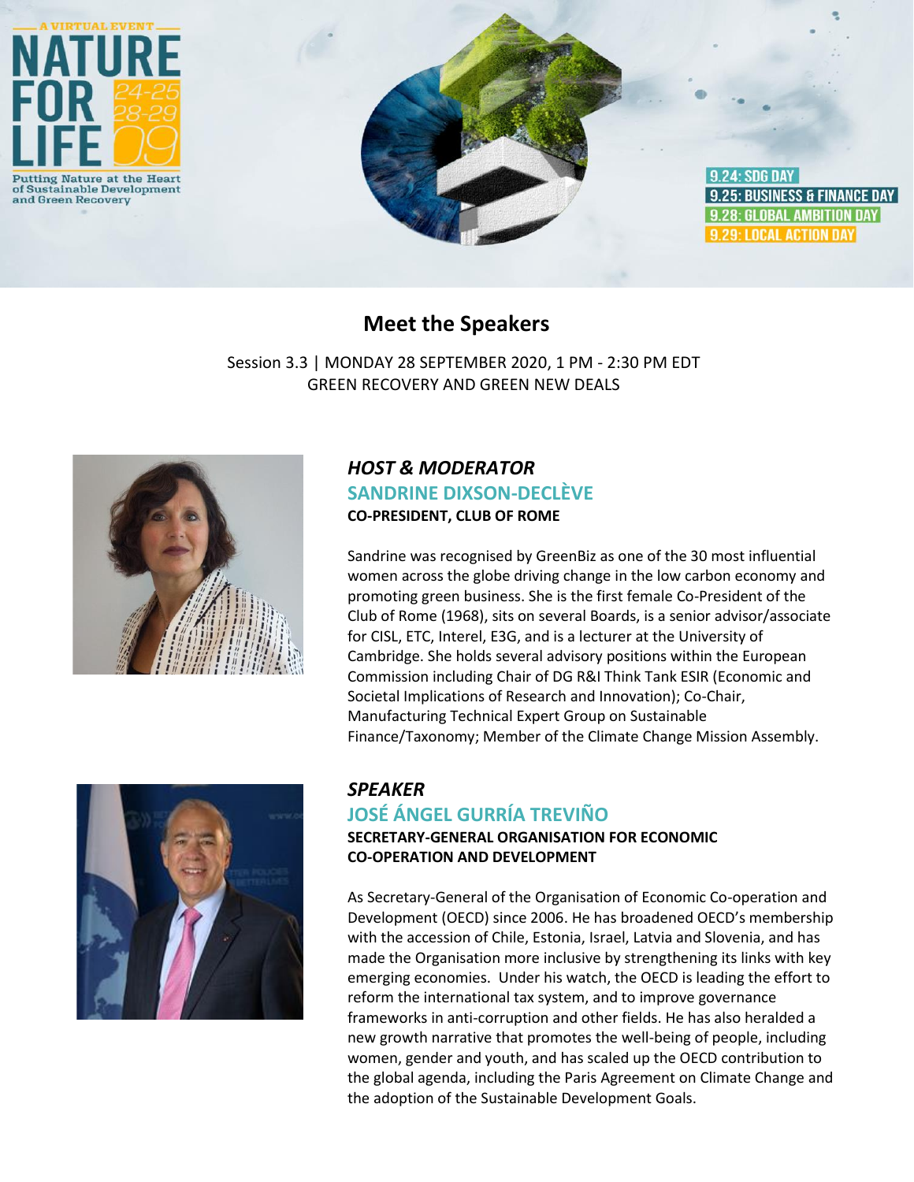A VIRTUAL EVENT

# NATURE FOR LIFE 24-25 28-29 09

Putting Nature at the Heart of Sustainable Development and Green Recovery

9.24: SDG DAY
9.25: BUSINESS & FINANCE DAY
9.28: GLOBAL AMBITION DAY
9.29: LOCAL ACTION DAY

## Meet the Speakers

Session 3.3 | MONDAY 28 SEPTEMBER 2020, 1 PM - 2:30 PM EDT
GREEN RECOVERY AND GREEN NEW DEALS

### *HOST & MODERATOR*

### SANDRINE DIXSON-DECLÈVE

**CO-PRESIDENT, CLUB OF ROME**

Sandrine was recognised by GreenBiz as one of the 30 most influential women across the globe driving change in the low carbon economy and promoting green business. She is the first female Co-President of the Club of Rome (1968), sits on several Boards, is a senior advisor/associate for CISL, ETC, Interel, E3G, and is a lecturer at the University of Cambridge. She holds several advisory positions within the European Commission including Chair of DG R&I Think Tank ESIR (Economic and Societal Implications of Research and Innovation); Co-Chair, Manufacturing Technical Expert Group on Sustainable Finance/Taxonomy; Member of the Climate Change Mission Assembly.

### *SPEAKER*

### JOSÉ ÁNGEL GURRÍA TREVIÑO

**SECRETARY-GENERAL ORGANISATION FOR ECONOMIC CO-OPERATION AND DEVELOPMENT**

As Secretary-General of the Organisation of Economic Co-operation and Development (OECD) since 2006. He has broadened OECD's membership with the accession of Chile, Estonia, Israel, Latvia and Slovenia, and has made the Organisation more inclusive by strengthening its links with key emerging economies. Under his watch, the OECD is leading the effort to reform the international tax system, and to improve governance frameworks in anti-corruption and other fields. He has also heralded a new growth narrative that promotes the well-being of people, including women, gender and youth, and has scaled up the OECD contribution to the global agenda, including the Paris Agreement on Climate Change and the adoption of the Sustainable Development Goals.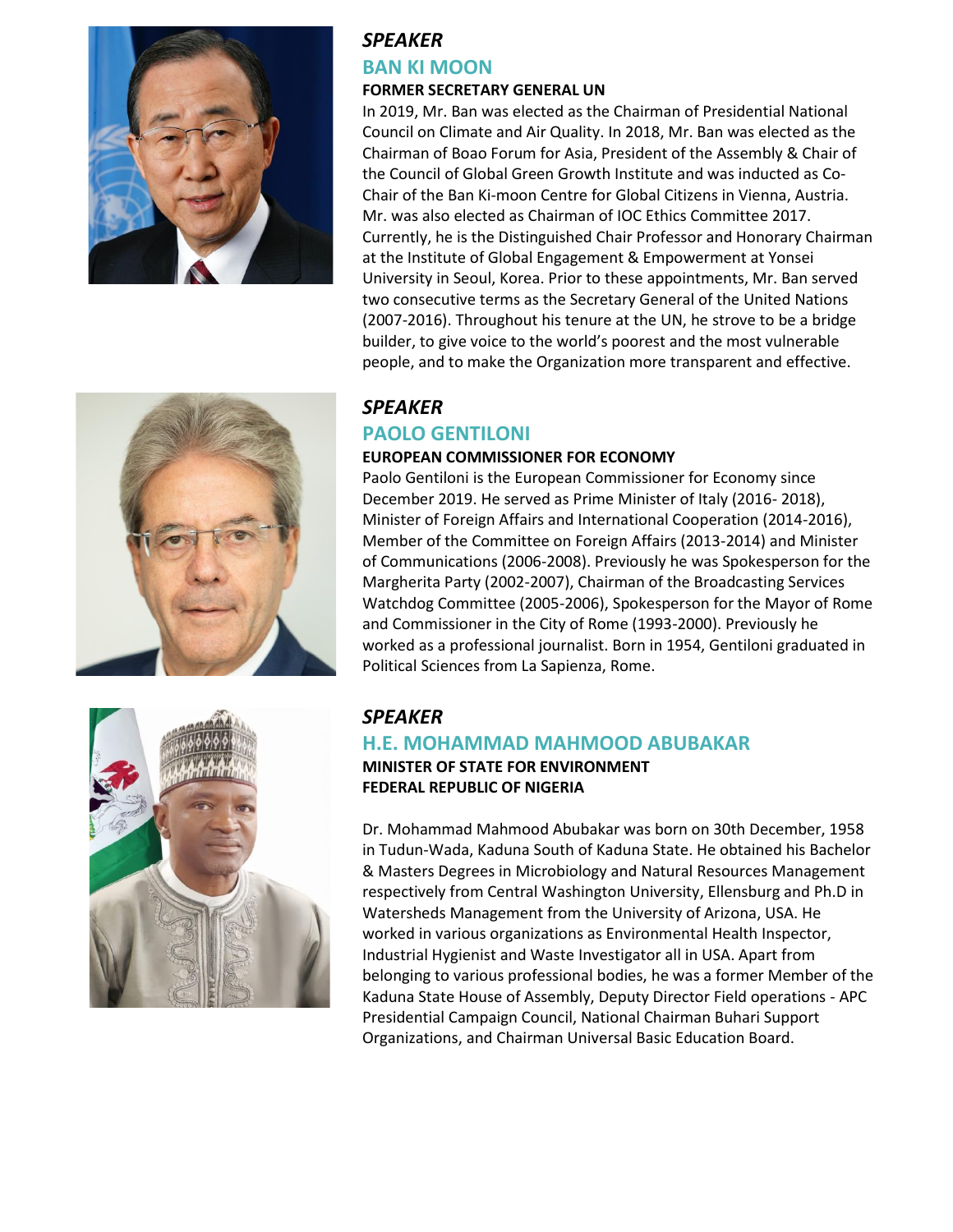*SPEAKER*

## BAN KI MOON

**FORMER SECRETARY GENERAL UN**

In 2019, Mr. Ban was elected as the Chairman of Presidential National Council on Climate and Air Quality. In 2018, Mr. Ban was elected as the Chairman of Boao Forum for Asia, President of the Assembly & Chair of the Council of Global Green Growth Institute and was inducted as Co-Chair of the Ban Ki-moon Centre for Global Citizens in Vienna, Austria. Mr. was also elected as Chairman of IOC Ethics Committee 2017. Currently, he is the Distinguished Chair Professor and Honorary Chairman at the Institute of Global Engagement & Empowerment at Yonsei University in Seoul, Korea. Prior to these appointments, Mr. Ban served two consecutive terms as the Secretary General of the United Nations (2007-2016). Throughout his tenure at the UN, he strove to be a bridge builder, to give voice to the world's poorest and the most vulnerable people, and to make the Organization more transparent and effective.

*SPEAKER*

## PAOLO GENTILONI

**EUROPEAN COMMISSIONER FOR ECONOMY**

Paolo Gentiloni is the European Commissioner for Economy since December 2019. He served as Prime Minister of Italy (2016- 2018), Minister of Foreign Affairs and International Cooperation (2014-2016), Member of the Committee on Foreign Affairs (2013-2014) and Minister of Communications (2006-2008). Previously he was Spokesperson for the Margherita Party (2002-2007), Chairman of the Broadcasting Services Watchdog Committee (2005-2006), Spokesperson for the Mayor of Rome and Commissioner in the City of Rome (1993-2000). Previously he worked as a professional journalist. Born in 1954, Gentiloni graduated in Political Sciences from La Sapienza, Rome.

*SPEAKER*

## H.E. MOHAMMAD MAHMOOD ABUBAKAR

**MINISTER OF STATE FOR ENVIRONMENT**
**FEDERAL REPUBLIC OF NIGERIA**

Dr. Mohammad Mahmood Abubakar was born on 30th December, 1958 in Tudun-Wada, Kaduna South of Kaduna State. He obtained his Bachelor & Masters Degrees in Microbiology and Natural Resources Management respectively from Central Washington University, Ellensburg and Ph.D in Watersheds Management from the University of Arizona, USA. He worked in various organizations as Environmental Health Inspector, Industrial Hygienist and Waste Investigator all in USA. Apart from belonging to various professional bodies, he was a former Member of the Kaduna State House of Assembly, Deputy Director Field operations - APC Presidential Campaign Council, National Chairman Buhari Support Organizations, and Chairman Universal Basic Education Board.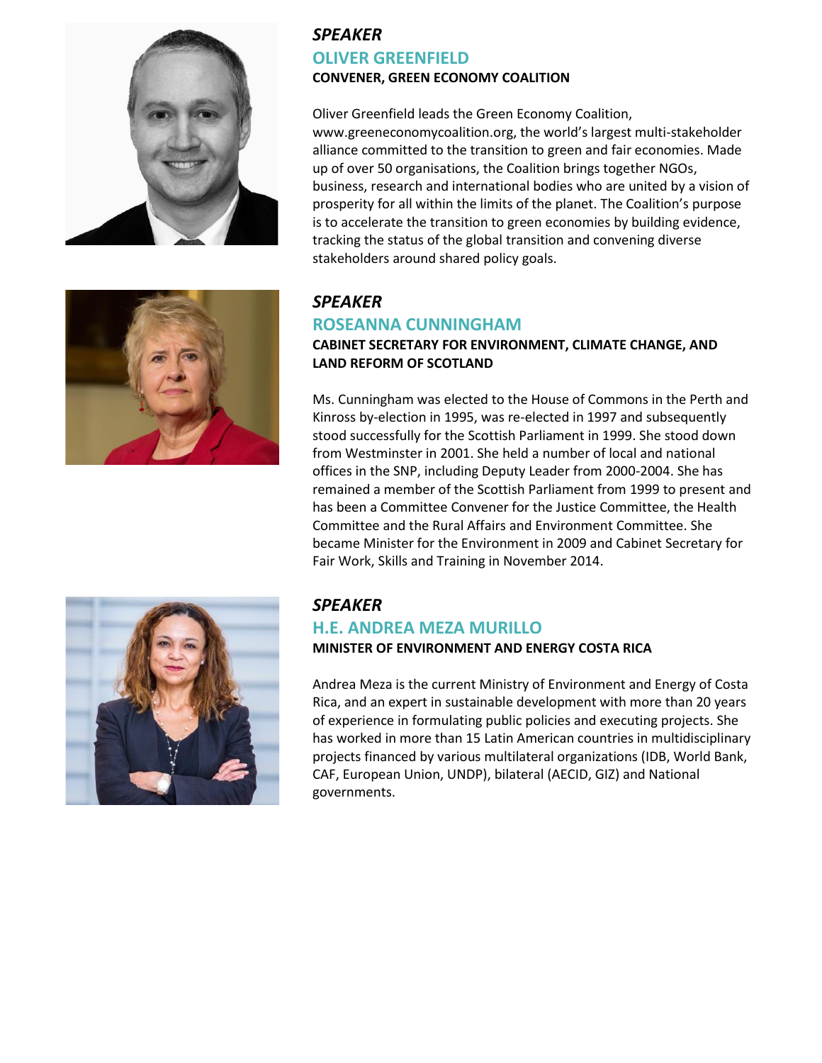*SPEAKER*

## OLIVER GREENFIELD

**CONVENER, GREEN ECONOMY COALITION**

Oliver Greenfield leads the Green Economy Coalition, www.greeneconomycoalition.org, the world's largest multi-stakeholder alliance committed to the transition to green and fair economies. Made up of over 50 organisations, the Coalition brings together NGOs, business, research and international bodies who are united by a vision of prosperity for all within the limits of the planet. The Coalition's purpose is to accelerate the transition to green economies by building evidence, tracking the status of the global transition and convening diverse stakeholders around shared policy goals.

*SPEAKER*

## ROSEANNA CUNNINGHAM

**CABINET SECRETARY FOR ENVIRONMENT, CLIMATE CHANGE, AND LAND REFORM OF SCOTLAND**

Ms. Cunningham was elected to the House of Commons in the Perth and Kinross by-election in 1995, was re-elected in 1997 and subsequently stood successfully for the Scottish Parliament in 1999. She stood down from Westminster in 2001. She held a number of local and national offices in the SNP, including Deputy Leader from 2000-2004. She has remained a member of the Scottish Parliament from 1999 to present and has been a Committee Convener for the Justice Committee, the Health Committee and the Rural Affairs and Environment Committee. She became Minister for the Environment in 2009 and Cabinet Secretary for Fair Work, Skills and Training in November 2014.

*SPEAKER*

## H.E. ANDREA MEZA MURILLO

**MINISTER OF ENVIRONMENT AND ENERGY COSTA RICA**

Andrea Meza is the current Ministry of Environment and Energy of Costa Rica, and an expert in sustainable development with more than 20 years of experience in formulating public policies and executing projects. She has worked in more than 15 Latin American countries in multidisciplinary projects financed by various multilateral organizations (IDB, World Bank, CAF, European Union, UNDP), bilateral (AECID, GIZ) and National governments.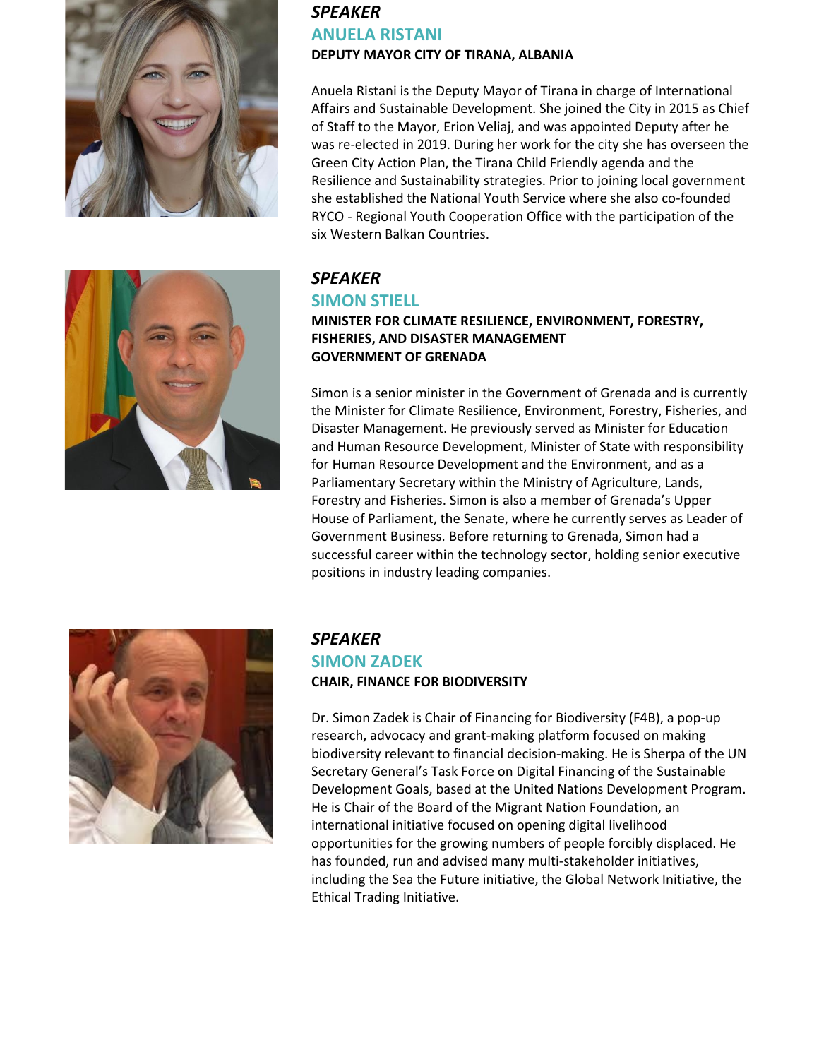*SPEAKER*

## ANUELA RISTANI

**DEPUTY MAYOR CITY OF TIRANA, ALBANIA**

Anuela Ristani is the Deputy Mayor of Tirana in charge of International Affairs and Sustainable Development. She joined the City in 2015 as Chief of Staff to the Mayor, Erion Veliaj, and was appointed Deputy after he was re-elected in 2019. During her work for the city she has overseen the Green City Action Plan, the Tirana Child Friendly agenda and the Resilience and Sustainability strategies. Prior to joining local government she established the National Youth Service where she also co-founded RYCO - Regional Youth Cooperation Office with the participation of the six Western Balkan Countries.

*SPEAKER*

## SIMON STIELL

**MINISTER FOR CLIMATE RESILIENCE, ENVIRONMENT, FORESTRY, FISHERIES, AND DISASTER MANAGEMENT**
**GOVERNMENT OF GRENADA**

Simon is a senior minister in the Government of Grenada and is currently the Minister for Climate Resilience, Environment, Forestry, Fisheries, and Disaster Management. He previously served as Minister for Education and Human Resource Development, Minister of State with responsibility for Human Resource Development and the Environment, and as a Parliamentary Secretary within the Ministry of Agriculture, Lands, Forestry and Fisheries. Simon is also a member of Grenada's Upper House of Parliament, the Senate, where he currently serves as Leader of Government Business. Before returning to Grenada, Simon had a successful career within the technology sector, holding senior executive positions in industry leading companies.

*SPEAKER*

## SIMON ZADEK

**CHAIR, FINANCE FOR BIODIVERSITY**

Dr. Simon Zadek is Chair of Financing for Biodiversity (F4B), a pop-up research, advocacy and grant-making platform focused on making biodiversity relevant to financial decision-making. He is Sherpa of the UN Secretary General's Task Force on Digital Financing of the Sustainable Development Goals, based at the United Nations Development Program. He is Chair of the Board of the Migrant Nation Foundation, an international initiative focused on opening digital livelihood opportunities for the growing numbers of people forcibly displaced. He has founded, run and advised many multi-stakeholder initiatives, including the Sea the Future initiative, the Global Network Initiative, the Ethical Trading Initiative.